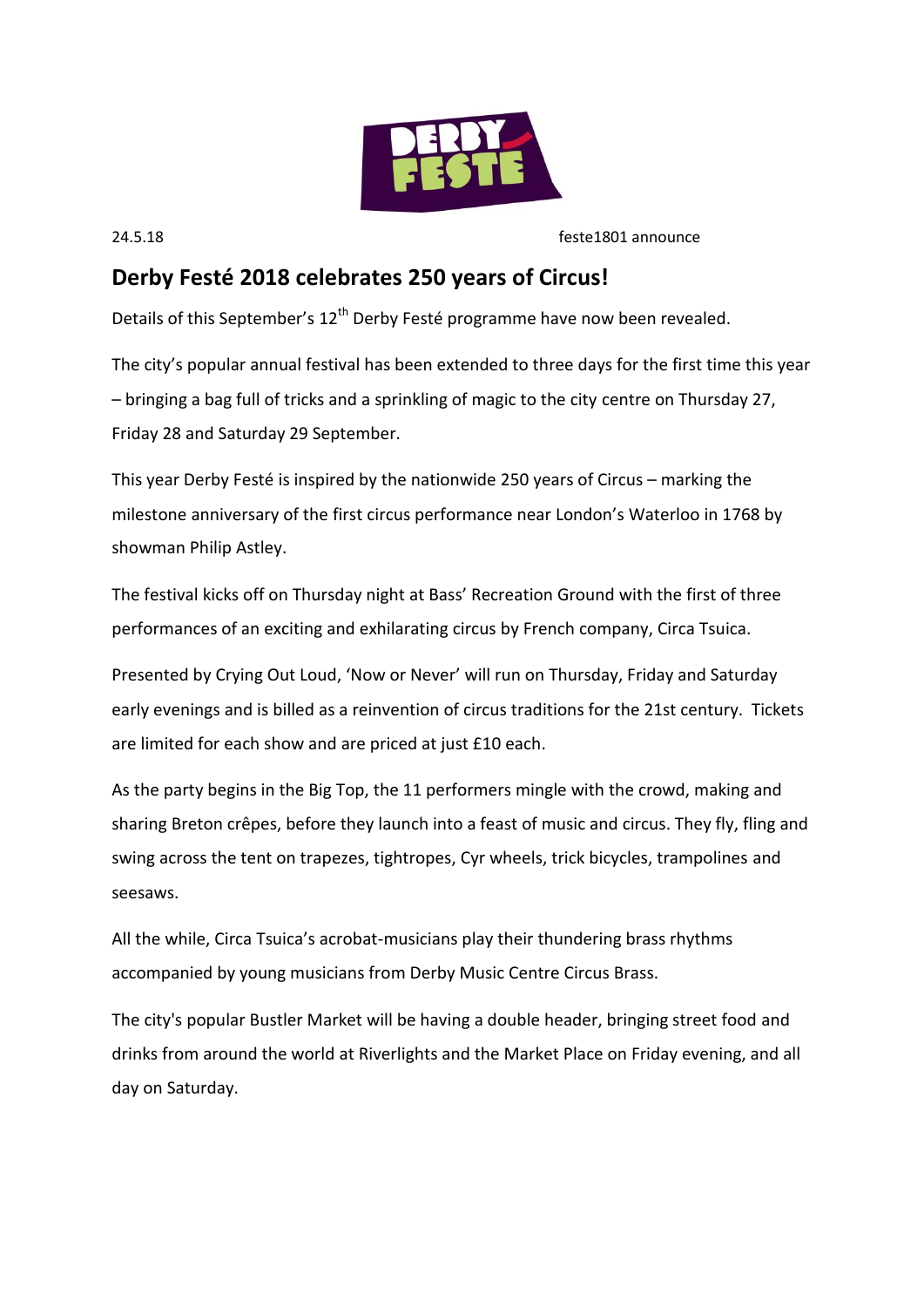24.5.18 feste1801 announce

## Derby Festé 2018 celebrates 250 years of Circus!

Details of this September's 12th Derby Festé programme have now been revealed.

The city's popular annual festival has been extended to three days for the first time this year – bringing a bag full of tricks and a sprinkling of magic to the city centre on Thursday 27, Friday 28 and Saturday 29 September.

This year Derby Festé is inspired by the nationwide 250 years of Circus – marking the milestone anniversary of the first circus performance near London's Waterloo in 1768 by showman Philip Astley.

The festival kicks off on Thursday night at Bass' Recreation Ground with the first of three performances of an exciting and exhilarating circus by French company, Circa Tsuica.

Presented by Crying Out Loud, 'Now or Never' will run on Thursday, Friday and Saturday early evenings and is billed as a reinvention of circus traditions for the 21st century. Tickets are limited for each show and are priced at just £10 each.

As the party begins in the Big Top, the 11 performers mingle with the crowd, making and sharing Breton crêpes, before they launch into a feast of music and circus. They fly, fling and swing across the tent on trapezes, tightropes, Cyr wheels, trick bicycles, trampolines and seesaws.

All the while, Circa Tsuica's acrobat-musicians play their thundering brass rhythms accompanied by young musicians from Derby Music Centre Circus Brass.

The city's popular Bustler Market will be having a double header, bringing street food and drinks from around the world at Riverlights and the Market Place on Friday evening, and all day on Saturday.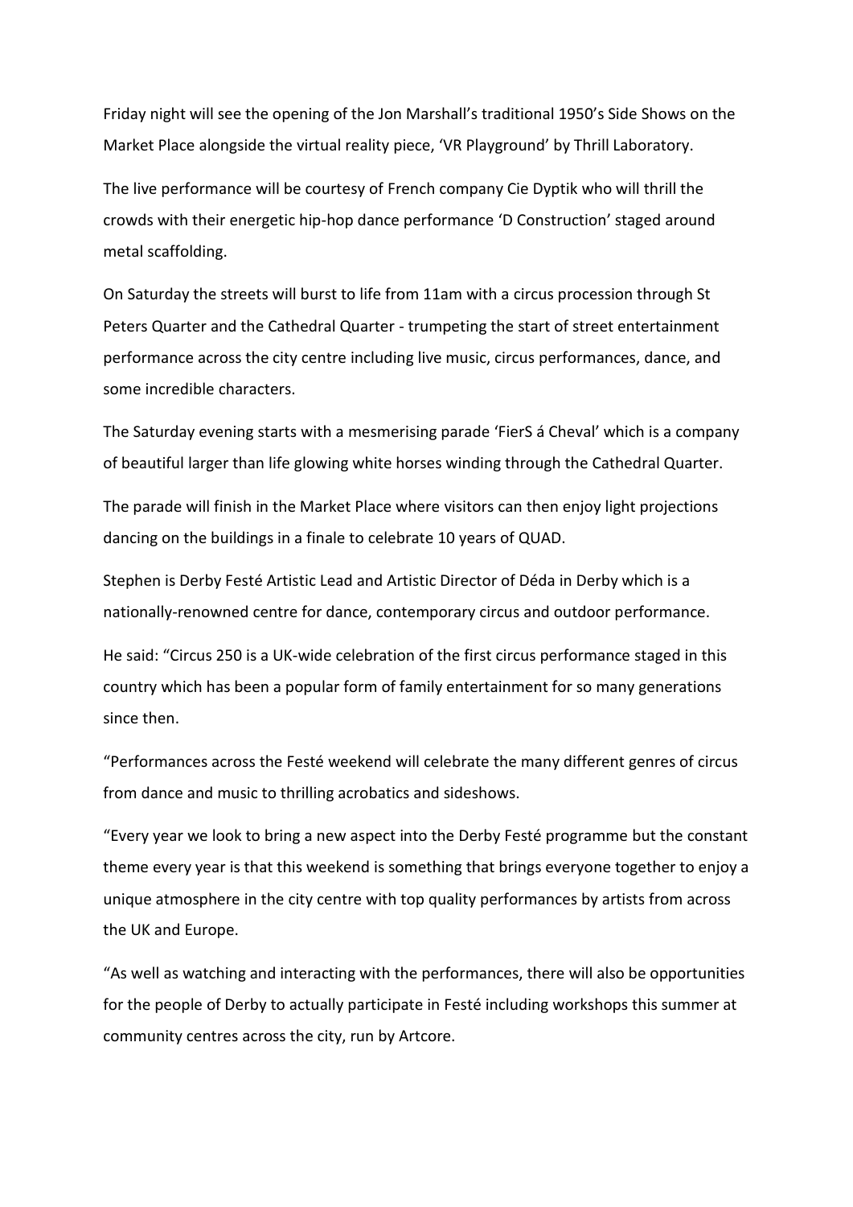Friday night will see the opening of the Jon Marshall's traditional 1950's Side Shows on the Market Place alongside the virtual reality piece, 'VR Playground' by Thrill Laboratory.

The live performance will be courtesy of French company Cie Dyptik who will thrill the crowds with their energetic hip-hop dance performance 'D Construction' staged around metal scaffolding.

On Saturday the streets will burst to life from 11am with a circus procession through St Peters Quarter and the Cathedral Quarter - trumpeting the start of street entertainment performance across the city centre including live music, circus performances, dance, and some incredible characters.

The Saturday evening starts with a mesmerising parade 'FierS á Cheval' which is a company of beautiful larger than life glowing white horses winding through the Cathedral Quarter.

The parade will finish in the Market Place where visitors can then enjoy light projections dancing on the buildings in a finale to celebrate 10 years of QUAD.

Stephen is Derby Festé Artistic Lead and Artistic Director of Déda in Derby which is a nationally-renowned centre for dance, contemporary circus and outdoor performance.

He said: "Circus 250 is a UK-wide celebration of the first circus performance staged in this country which has been a popular form of family entertainment for so many generations since then.

"Performances across the Festé weekend will celebrate the many different genres of circus from dance and music to thrilling acrobatics and sideshows.

"Every year we look to bring a new aspect into the Derby Festé programme but the constant theme every year is that this weekend is something that brings everyone together to enjoy a unique atmosphere in the city centre with top quality performances by artists from across the UK and Europe.

"As well as watching and interacting with the performances, there will also be opportunities for the people of Derby to actually participate in Festé including workshops this summer at community centres across the city, run by Artcore.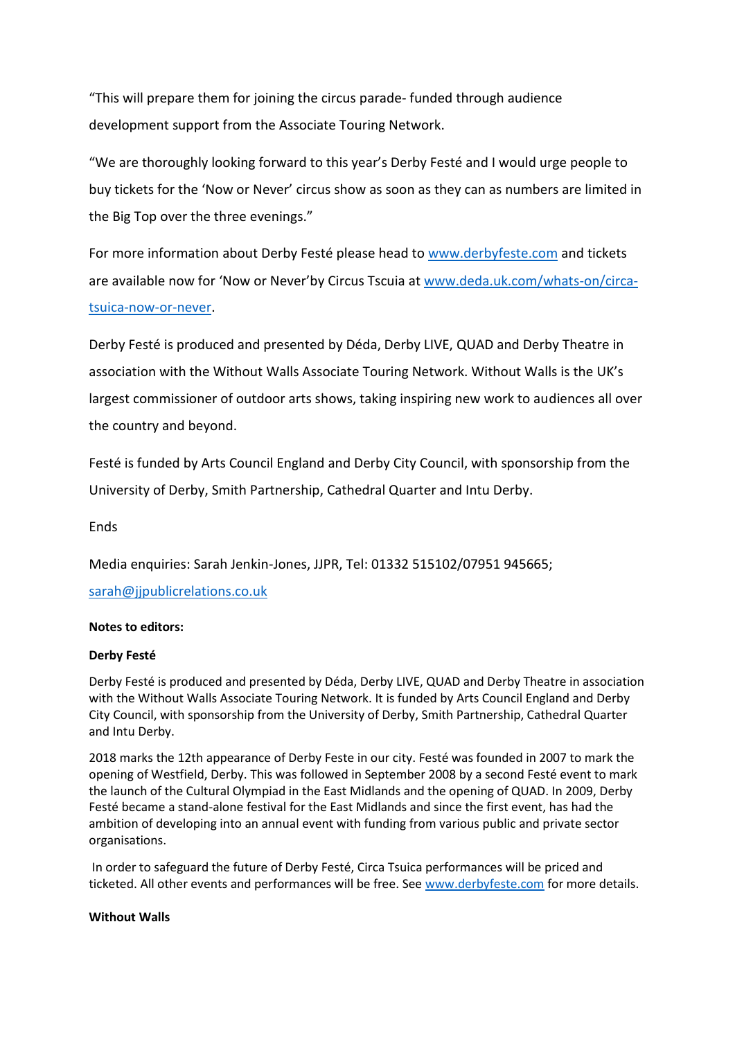"This will prepare them for joining the circus parade- funded through audience development support from the Associate Touring Network.

"We are thoroughly looking forward to this year's Derby Festé and I would urge people to buy tickets for the 'Now or Never' circus show as soon as they can as numbers are limited in the Big Top over the three evenings."

For more information about Derby Festé please head to [www.derbyfeste.com](http://www.derbyfeste.com) and tickets are available now for 'Now or Never'by Circus Tscuia at [www.deda.uk.com/whats-on/circa-tsuica-now-or-never](http://www.deda.uk.com/whats-on/circa-tsuica-now-or-never).

Derby Festé is produced and presented by Déda, Derby LIVE, QUAD and Derby Theatre in association with the Without Walls Associate Touring Network. Without Walls is the UK's largest commissioner of outdoor arts shows, taking inspiring new work to audiences all over the country and beyond.

Festé is funded by Arts Council England and Derby City Council, with sponsorship from the University of Derby, Smith Partnership, Cathedral Quarter and Intu Derby.

Ends

Media enquiries: Sarah Jenkin-Jones, JJPR, Tel: 01332 515102/07951 945665; [sarah@jjpublicrelations.co.uk](mailto:sarah@jjpublicrelations.co.uk)

**Notes to editors:**

**Derby Festé**

Derby Festé is produced and presented by Déda, Derby LIVE, QUAD and Derby Theatre in association with the Without Walls Associate Touring Network. It is funded by Arts Council England and Derby City Council, with sponsorship from the University of Derby, Smith Partnership, Cathedral Quarter and Intu Derby.

2018 marks the 12th appearance of Derby Feste in our city. Festé was founded in 2007 to mark the opening of Westfield, Derby. This was followed in September 2008 by a second Festé event to mark the launch of the Cultural Olympiad in the East Midlands and the opening of QUAD. In 2009, Derby Festé became a stand-alone festival for the East Midlands and since the first event, has had the ambition of developing into an annual event with funding from various public and private sector organisations.

In order to safeguard the future of Derby Festé, Circa Tsuica performances will be priced and ticketed. All other events and performances will be free. See [www.derbyfeste.com](http://www.derbyfeste.com) for more details.

**Without Walls**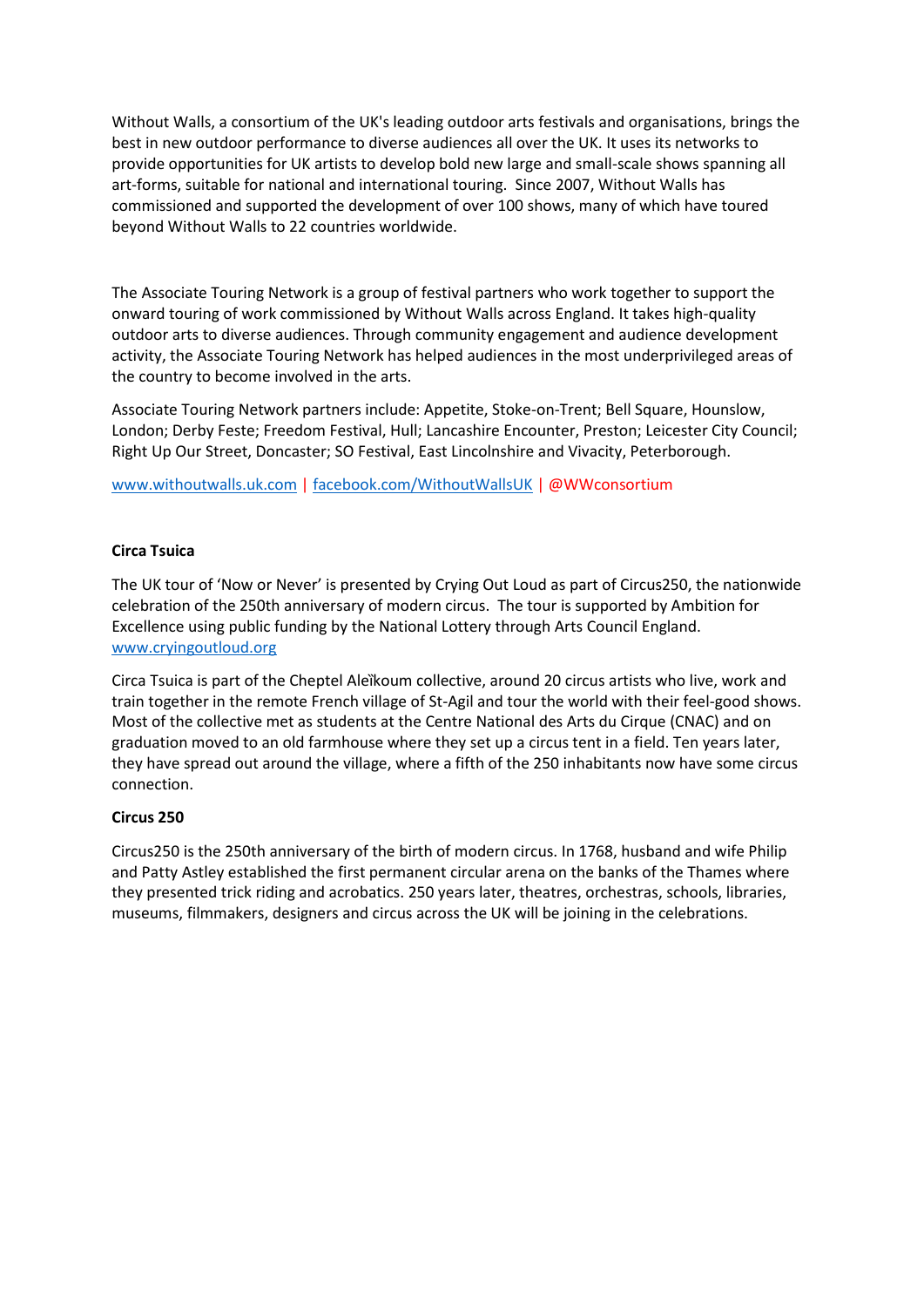Without Walls, a consortium of the UK's leading outdoor arts festivals and organisations, brings the best in new outdoor performance to diverse audiences all over the UK. It uses its networks to provide opportunities for UK artists to develop bold new large and small-scale shows spanning all art-forms, suitable for national and international touring. Since 2007, Without Walls has commissioned and supported the development of over 100 shows, many of which have toured beyond Without Walls to 22 countries worldwide.

The Associate Touring Network is a group of festival partners who work together to support the onward touring of work commissioned by Without Walls across England. It takes high-quality outdoor arts to diverse audiences. Through community engagement and audience development activity, the Associate Touring Network has helped audiences in the most underprivileged areas of the country to become involved in the arts.

Associate Touring Network partners include: Appetite, Stoke-on-Trent; Bell Square, Hounslow, London; Derby Feste; Freedom Festival, Hull; Lancashire Encounter, Preston; Leicester City Council; Right Up Our Street, Doncaster; SO Festival, East Lincolnshire and Vivacity, Peterborough.

www.withoutwalls.uk.com | facebook.com/WithoutWallsUK | @WWconsortium

**Circa Tsuica**

The UK tour of 'Now or Never' is presented by Crying Out Loud as part of Circus250, the nationwide celebration of the 250th anniversary of modern circus. The tour is supported by Ambition for Excellence using public funding by the National Lottery through Arts Council England. www.cryingoutloud.org

Circa Tsuica is part of the Cheptel Aleïkoum collective, around 20 circus artists who live, work and train together in the remote French village of St-Agil and tour the world with their feel-good shows. Most of the collective met as students at the Centre National des Arts du Cirque (CNAC) and on graduation moved to an old farmhouse where they set up a circus tent in a field. Ten years later, they have spread out around the village, where a fifth of the 250 inhabitants now have some circus connection.

**Circus 250**

Circus250 is the 250th anniversary of the birth of modern circus. In 1768, husband and wife Philip and Patty Astley established the first permanent circular arena on the banks of the Thames where they presented trick riding and acrobatics. 250 years later, theatres, orchestras, schools, libraries, museums, filmmakers, designers and circus across the UK will be joining in the celebrations.